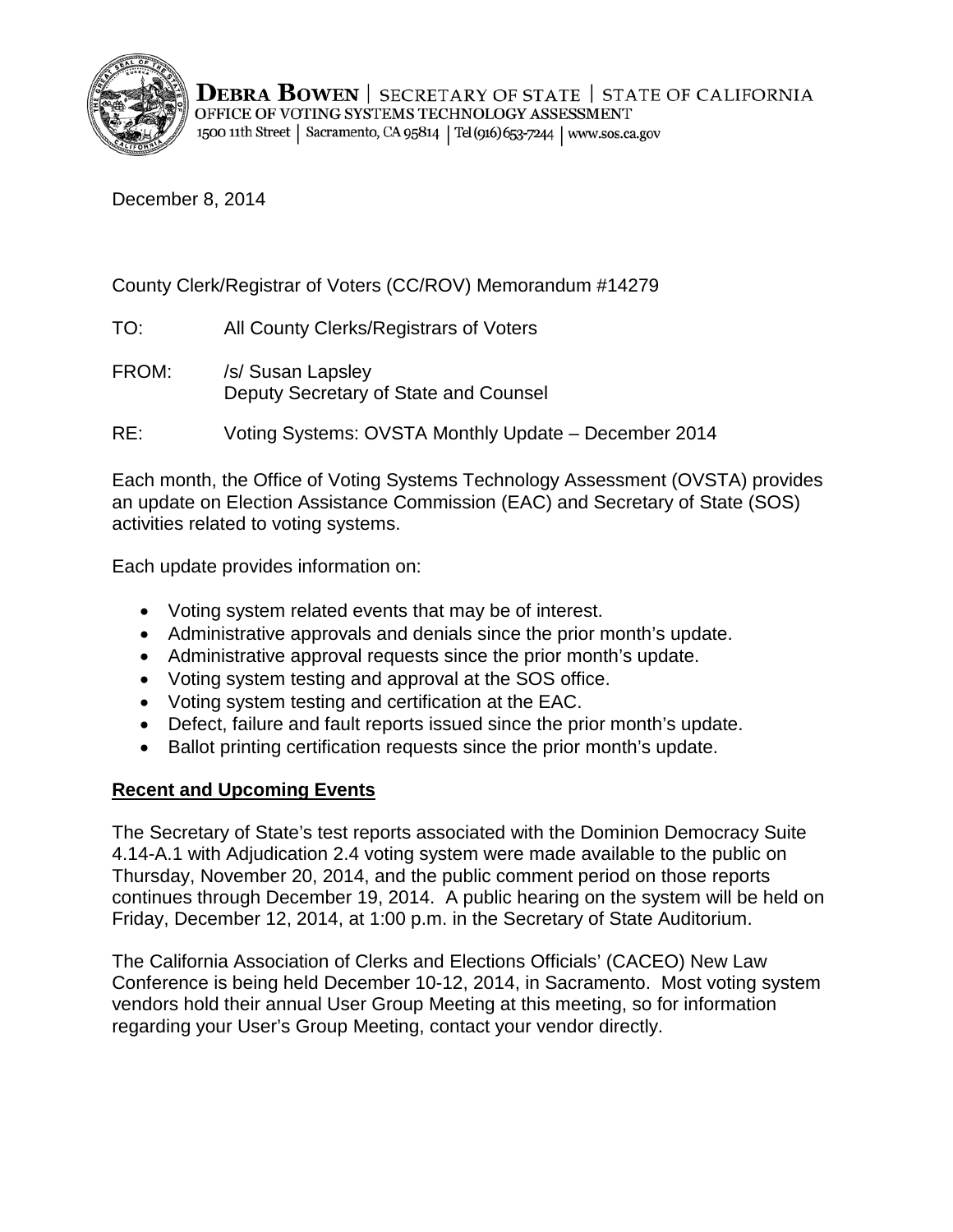**DEBRA BOWEN** | SECRETARY OF STATE | STATE OF CALIFORNIA
OFFICE OF VOTING SYSTEMS TECHNOLOGY ASSESSMENT
1500 11th Street | Sacramento, CA 95814 | Tel (916) 653-7244 | www.sos.ca.gov

December 8, 2014

County Clerk/Registrar of Voters (CC/ROV) Memorandum #14279

TO: All County Clerks/Registrars of Voters

FROM: /s/ Susan Lapsley
Deputy Secretary of State and Counsel

RE: Voting Systems: OVSTA Monthly Update – December 2014

Each month, the Office of Voting Systems Technology Assessment (OVSTA) provides an update on Election Assistance Commission (EAC) and Secretary of State (SOS) activities related to voting systems.

Each update provides information on:

- Voting system related events that may be of interest.
- Administrative approvals and denials since the prior month's update.
- Administrative approval requests since the prior month's update.
- Voting system testing and approval at the SOS office.
- Voting system testing and certification at the EAC.
- Defect, failure and fault reports issued since the prior month's update.
- Ballot printing certification requests since the prior month's update.

## Recent and Upcoming Events

The Secretary of State's test reports associated with the Dominion Democracy Suite 4.14-A.1 with Adjudication 2.4 voting system were made available to the public on Thursday, November 20, 2014, and the public comment period on those reports continues through December 19, 2014. A public hearing on the system will be held on Friday, December 12, 2014, at 1:00 p.m. in the Secretary of State Auditorium.

The California Association of Clerks and Elections Officials' (CACEO) New Law Conference is being held December 10-12, 2014, in Sacramento. Most voting system vendors hold their annual User Group Meeting at this meeting, so for information regarding your User's Group Meeting, contact your vendor directly.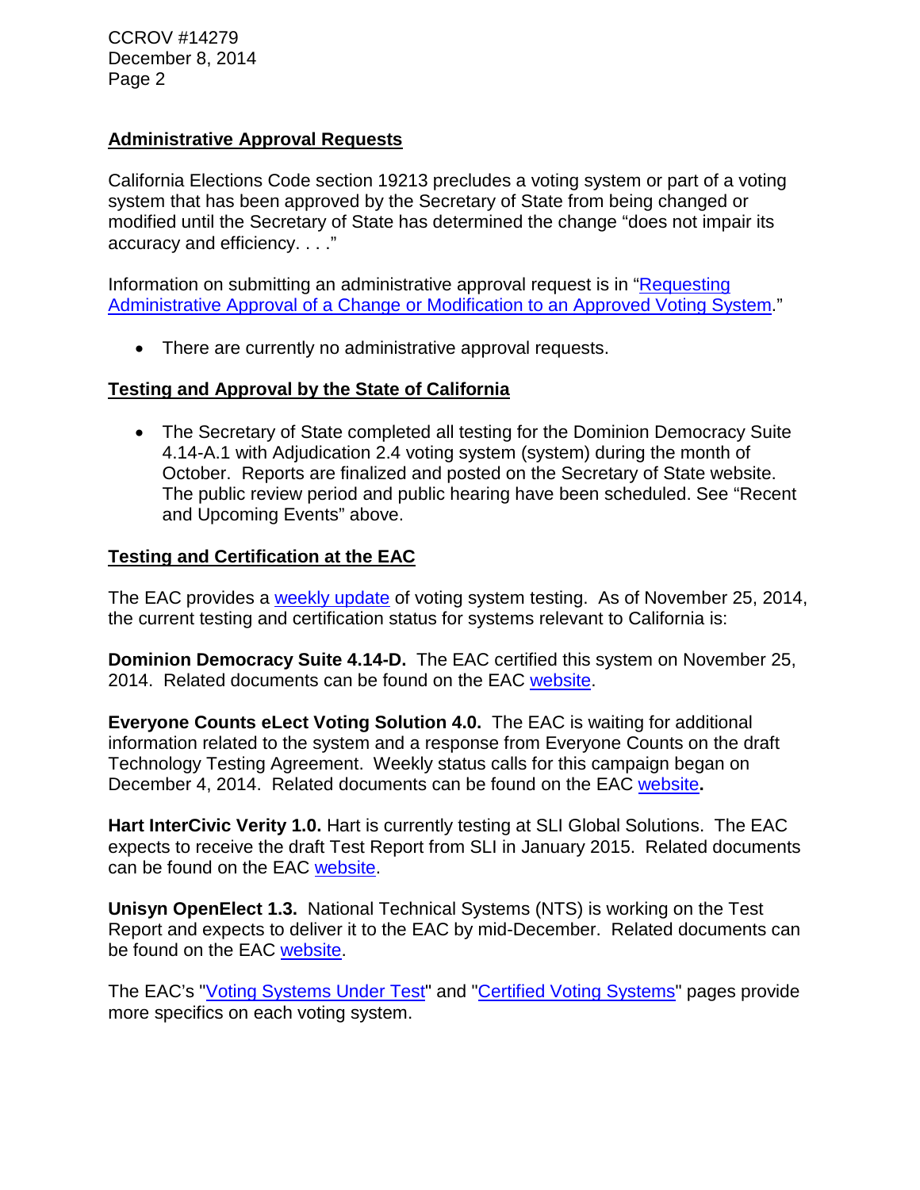## Administrative Approval Requests

California Elections Code section 19213 precludes a voting system or part of a voting system that has been approved by the Secretary of State from being changed or modified until the Secretary of State has determined the change "does not impair its accuracy and efficiency. . . ."

Information on submitting an administrative approval request is in "Requesting Administrative Approval of a Change or Modification to an Approved Voting System."

- There are currently no administrative approval requests.

## Testing and Approval by the State of California

- The Secretary of State completed all testing for the Dominion Democracy Suite 4.14-A.1 with Adjudication 2.4 voting system (system) during the month of October. Reports are finalized and posted on the Secretary of State website. The public review period and public hearing have been scheduled. See "Recent and Upcoming Events" above.

## Testing and Certification at the EAC

The EAC provides a weekly update of voting system testing. As of November 25, 2014, the current testing and certification status for systems relevant to California is:

**Dominion Democracy Suite 4.14-D.** The EAC certified this system on November 25, 2014. Related documents can be found on the EAC website.

**Everyone Counts eLect Voting Solution 4.0.** The EAC is waiting for additional information related to the system and a response from Everyone Counts on the draft Technology Testing Agreement. Weekly status calls for this campaign began on December 4, 2014. Related documents can be found on the EAC website**.**

**Hart InterCivic Verity 1.0.** Hart is currently testing at SLI Global Solutions. The EAC expects to receive the draft Test Report from SLI in January 2015. Related documents can be found on the EAC website.

**Unisyn OpenElect 1.3.** National Technical Systems (NTS) is working on the Test Report and expects to deliver it to the EAC by mid-December. Related documents can be found on the EAC website.

The EAC's "Voting Systems Under Test" and "Certified Voting Systems" pages provide more specifics on each voting system.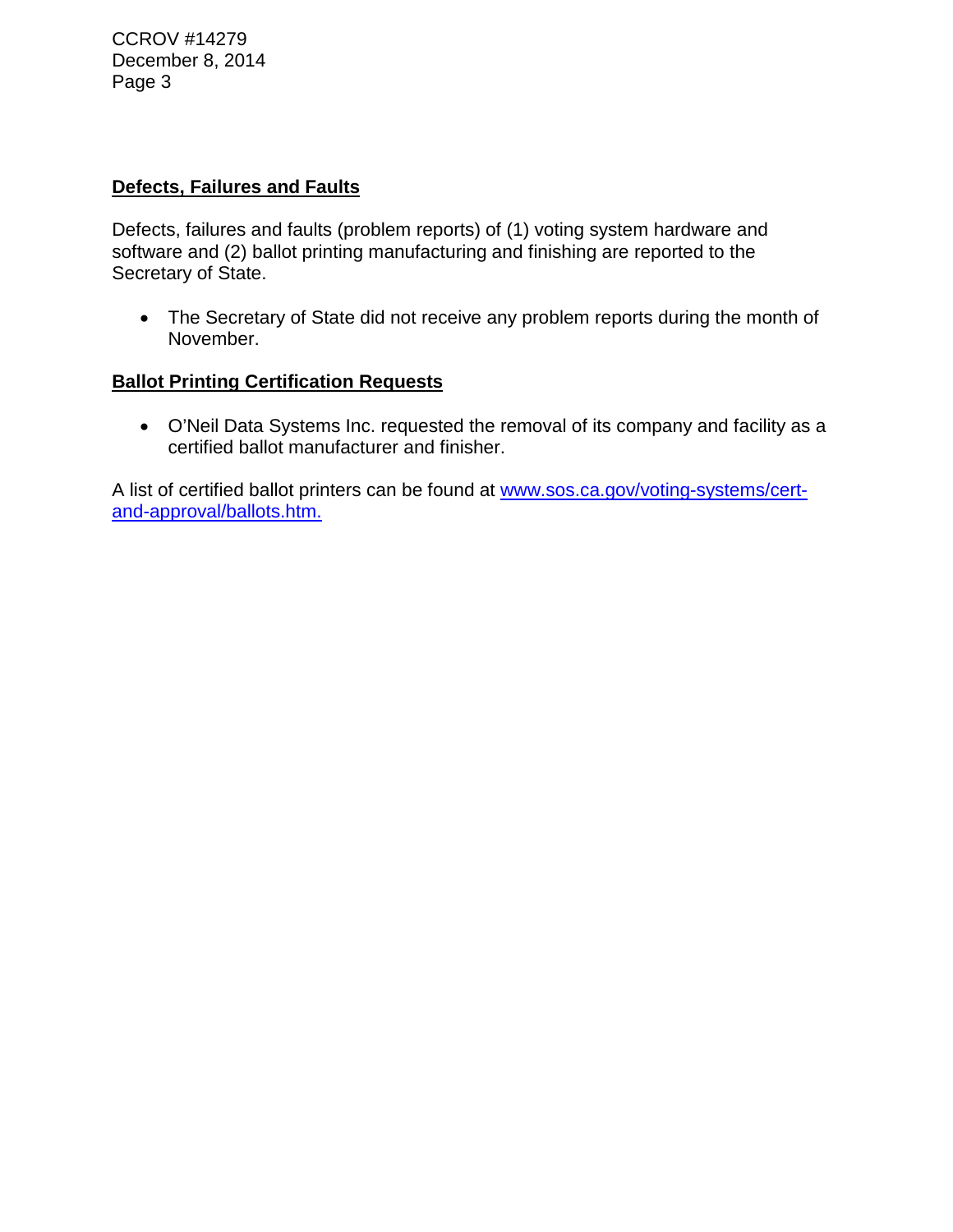## Defects, Failures and Faults

Defects, failures and faults (problem reports) of (1) voting system hardware and software and (2) ballot printing manufacturing and finishing are reported to the Secretary of State.

- The Secretary of State did not receive any problem reports during the month of November.

## Ballot Printing Certification Requests

- O'Neil Data Systems Inc. requested the removal of its company and facility as a certified ballot manufacturer and finisher.

A list of certified ballot printers can be found at [www.sos.ca.gov/voting-systems/cert-and-approval/ballots.htm.](http://www.sos.ca.gov/voting-systems/cert-and-approval/ballots.htm)